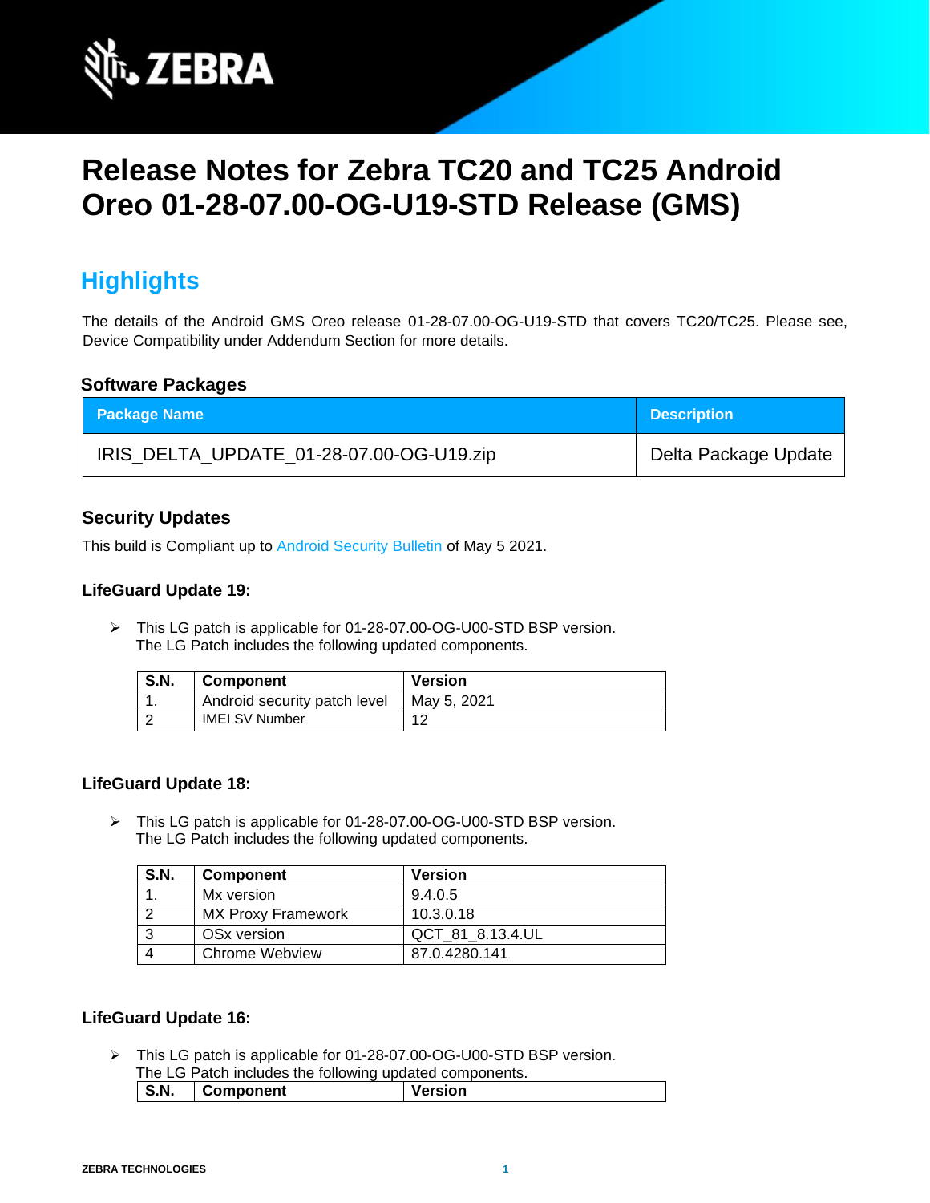# Release Notes for Zebra TC20 and TC25 Android Oreo 01-28-07.00-OG-U19-STD Release (GMS)

## Highlights

The details of the Android GMS Oreo release 01-28-07.00-OG-U19-STD that covers TC20/TC25. Please see, Device Compatibility under Addendum Section for more details.

### Software Packages

| Package Name | Description |
|---|---|
| IRIS_DELTA_UPDATE_01-28-07.00-OG-U19.zip | Delta Package Update |

### Security Updates

This build is Compliant up to Android Security Bulletin of May 5 2021.

#### LifeGuard Update 19:

- This LG patch is applicable for 01-28-07.00-OG-U00-STD BSP version.
  The LG Patch includes the following updated components.

| S.N. | Component | Version |
|---|---|---|
| 1. | Android security patch level | May 5, 2021 |
| 2 | IMEI SV Number | 12 |

#### LifeGuard Update 18:

- This LG patch is applicable for 01-28-07.00-OG-U00-STD BSP version.
  The LG Patch includes the following updated components.

| S.N. | Component | Version |
|---|---|---|
| 1. | Mx version | 9.4.0.5 |
| 2 | MX Proxy Framework | 10.3.0.18 |
| 3 | OSx version | QCT_81_8.13.4.UL |
| 4 | Chrome Webview | 87.0.4280.141 |

#### LifeGuard Update 16:

- This LG patch is applicable for 01-28-07.00-OG-U00-STD BSP version.
  The LG Patch includes the following updated components.

| S.N. | Component | Version |
|---|---|---|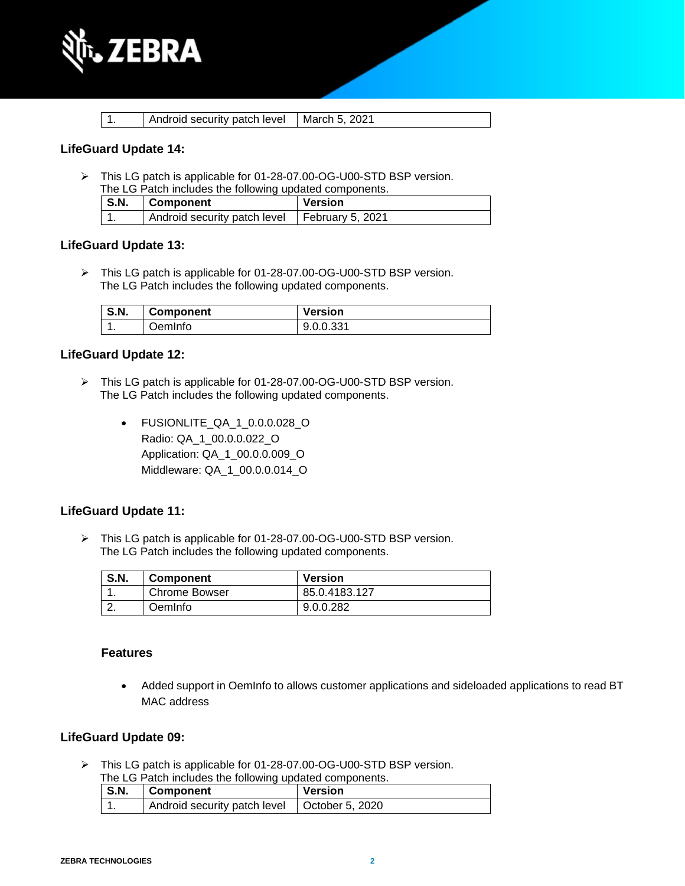| 1. | Android security patch level | March 5, 2021 |
|---|---|---|

### LifeGuard Update 14:

- This LG patch is applicable for 01-28-07.00-OG-U00-STD BSP version.
  The LG Patch includes the following updated components.

| S.N. | Component | Version |
|---|---|---|
| 1. | Android security patch level | February 5, 2021 |

### LifeGuard Update 13:

- This LG patch is applicable for 01-28-07.00-OG-U00-STD BSP version.
  The LG Patch includes the following updated components.

| S.N. | Component | Version |
|---|---|---|
| 1. | OemInfo | 9.0.0.331 |

### LifeGuard Update 12:

- This LG patch is applicable for 01-28-07.00-OG-U00-STD BSP version.
  The LG Patch includes the following updated components.

  - FUSIONLITE_QA_1_0.0.0.028_O
    Radio: QA_1_00.0.0.022_O
    Application: QA_1_00.0.0.009_O
    Middleware: QA_1_00.0.0.014_O

### LifeGuard Update 11:

- This LG patch is applicable for 01-28-07.00-OG-U00-STD BSP version.
  The LG Patch includes the following updated components.

| S.N. | Component | Version |
|---|---|---|
| 1. | Chrome Bowser | 85.0.4183.127 |
| 2. | OemInfo | 9.0.0.282 |

#### Features

- Added support in OemInfo to allows customer applications and sideloaded applications to read BT MAC address

### LifeGuard Update 09:

- This LG patch is applicable for 01-28-07.00-OG-U00-STD BSP version.
  The LG Patch includes the following updated components.

| S.N. | Component | Version |
|---|---|---|
| 1. | Android security patch level | October 5, 2020 |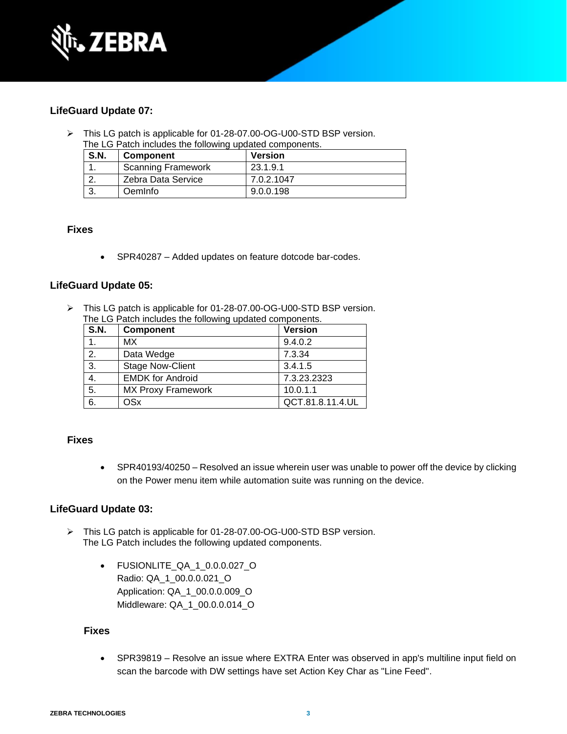### LifeGuard Update 07:

- This LG patch is applicable for 01-28-07.00-OG-U00-STD BSP version.
  The LG Patch includes the following updated components.

| S.N. | Component | Version |
|---|---|---|
| 1. | Scanning Framework | 23.1.9.1 |
| 2. | Zebra Data Service | 7.0.2.1047 |
| 3. | OemInfo | 9.0.0.198 |

#### Fixes

- SPR40287 – Added updates on feature dotcode bar-codes.

### LifeGuard Update 05:

- This LG patch is applicable for 01-28-07.00-OG-U00-STD BSP version.
  The LG Patch includes the following updated components.

| S.N. | Component | Version |
|---|---|---|
| 1. | MX | 9.4.0.2 |
| 2. | Data Wedge | 7.3.34 |
| 3. | Stage Now-Client | 3.4.1.5 |
| 4. | EMDK for Android | 7.3.23.2323 |
| 5. | MX Proxy Framework | 10.0.1.1 |
| 6. | OSx | QCT.81.8.11.4.UL |

#### Fixes

- SPR40193/40250 – Resolved an issue wherein user was unable to power off the device by clicking on the Power menu item while automation suite was running on the device.

### LifeGuard Update 03:

- This LG patch is applicable for 01-28-07.00-OG-U00-STD BSP version.
  The LG Patch includes the following updated components.

  - FUSIONLITE_QA_1_0.0.0.027_O
    Radio: QA_1_00.0.0.021_O
    Application: QA_1_00.0.0.009_O
    Middleware: QA_1_00.0.0.014_O

#### Fixes

- SPR39819 – Resolve an issue where EXTRA Enter was observed in app's multiline input field on scan the barcode with DW settings have set Action Key Char as "Line Feed".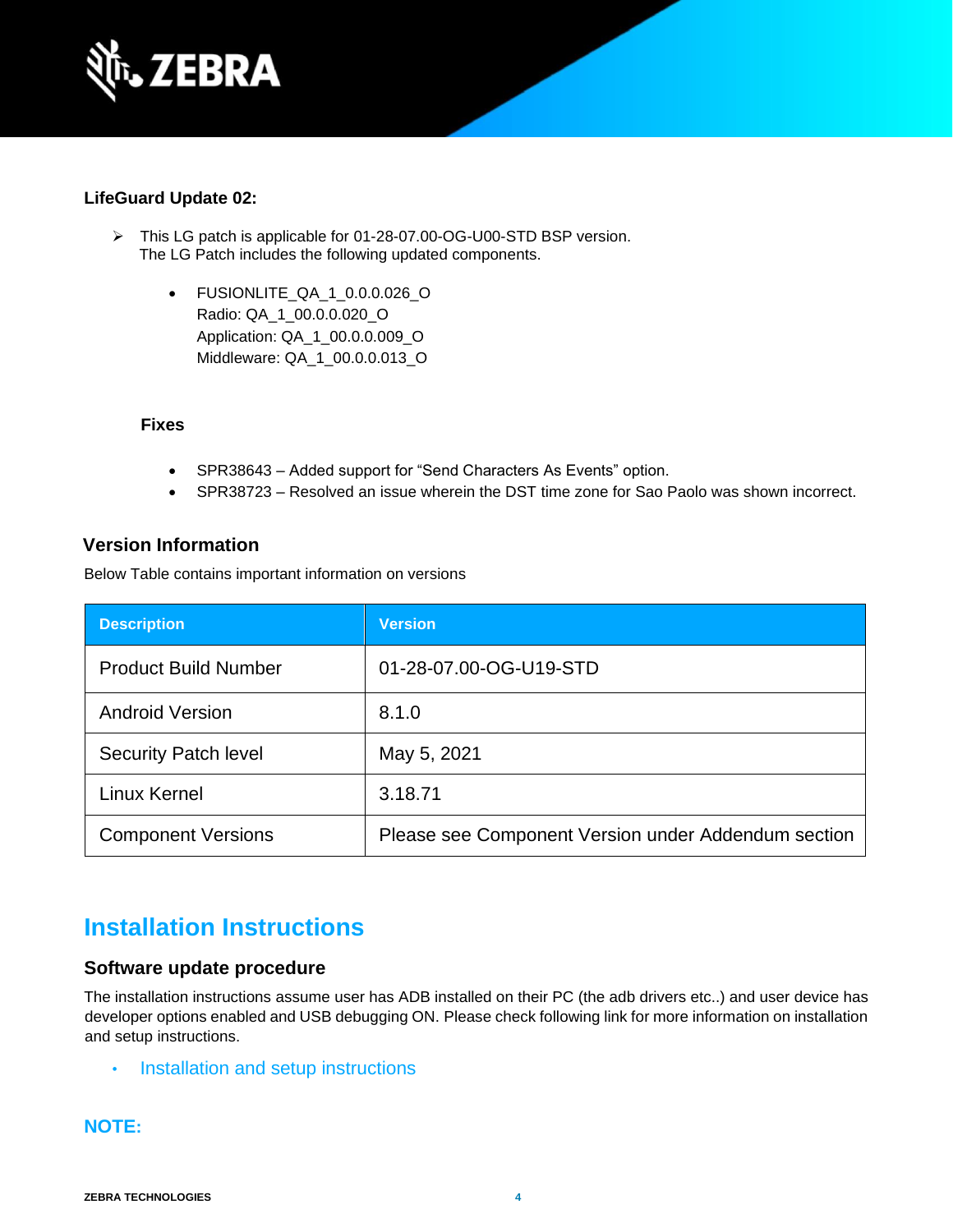**LifeGuard Update 02:**

- This LG patch is applicable for 01-28-07.00-OG-U00-STD BSP version.
  The LG Patch includes the following updated components.

  - FUSIONLITE_QA_1_0.0.0.026_O
    Radio: QA_1_00.0.0.020_O
    Application: QA_1_00.0.0.009_O
    Middleware: QA_1_00.0.0.013_O

  **Fixes**

  - SPR38643 – Added support for “Send Characters As Events” option.
  - SPR38723 – Resolved an issue wherein the DST time zone for Sao Paolo was shown incorrect.

### Version Information

Below Table contains important information on versions

| Description | Version |
| --- | --- |
| Product Build Number | 01-28-07.00-OG-U19-STD |
| Android Version | 8.1.0 |
| Security Patch level | May 5, 2021 |
| Linux Kernel | 3.18.71 |
| Component Versions | Please see Component Version under Addendum section |

## Installation Instructions

### Software update procedure

The installation instructions assume user has ADB installed on their PC (the adb drivers etc..) and user device has developer options enabled and USB debugging ON. Please check following link for more information on installation and setup instructions.

- Installation and setup instructions

**NOTE:**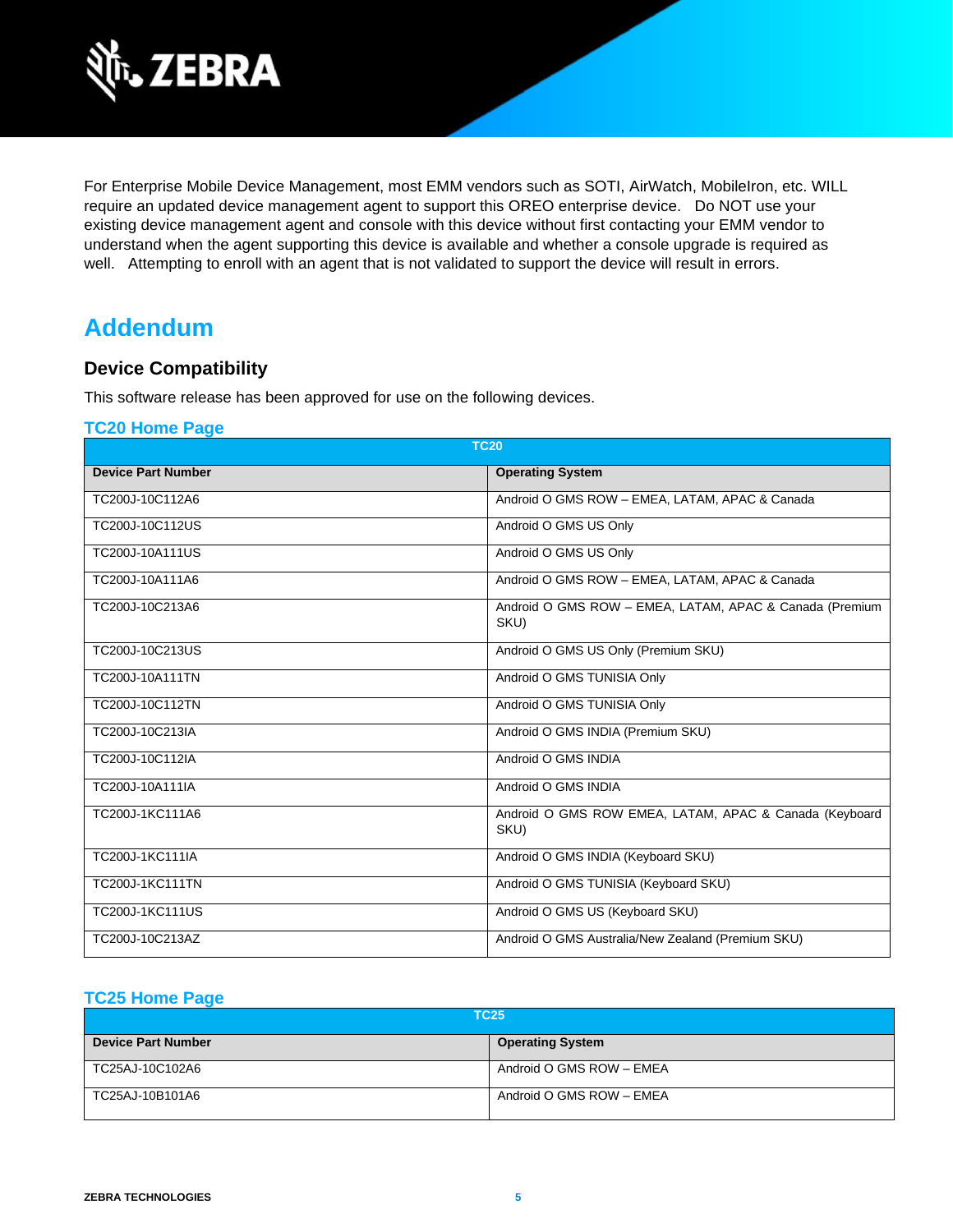For Enterprise Mobile Device Management, most EMM vendors such as SOTI, AirWatch, MobileIron, etc. WILL require an updated device management agent to support this OREO enterprise device. Do NOT use your existing device management agent and console with this device without first contacting your EMM vendor to understand when the agent supporting this device is available and whether a console upgrade is required as well. Attempting to enroll with an agent that is not validated to support the device will result in errors.

# Addendum

## Device Compatibility

This software release has been approved for use on the following devices.

### TC20 Home Page

| TC20 | |
|---|---|
| **Device Part Number** | **Operating System** |
| TC200J-10C112A6 | Android O GMS ROW – EMEA, LATAM, APAC & Canada |
| TC200J-10C112US | Android O GMS US Only |
| TC200J-10A111US | Android O GMS US Only |
| TC200J-10A111A6 | Android O GMS ROW – EMEA, LATAM, APAC & Canada |
| TC200J-10C213A6 | Android O GMS ROW – EMEA, LATAM, APAC & Canada (Premium SKU) |
| TC200J-10C213US | Android O GMS US Only (Premium SKU) |
| TC200J-10A111TN | Android O GMS TUNISIA Only |
| TC200J-10C112TN | Android O GMS TUNISIA Only |
| TC200J-10C213IA | Android O GMS INDIA (Premium SKU) |
| TC200J-10C112IA | Android O GMS INDIA |
| TC200J-10A111IA | Android O GMS INDIA |
| TC200J-1KC111A6 | Android O GMS ROW EMEA, LATAM, APAC & Canada (Keyboard SKU) |
| TC200J-1KC111IA | Android O GMS INDIA (Keyboard SKU) |
| TC200J-1KC111TN | Android O GMS TUNISIA (Keyboard SKU) |
| TC200J-1KC111US | Android O GMS US (Keyboard SKU) |
| TC200J-10C213AZ | Android O GMS Australia/New Zealand (Premium SKU) |

### TC25 Home Page

| TC25 | |
|---|---|
| **Device Part Number** | **Operating System** |
| TC25AJ-10C102A6 | Android O GMS ROW – EMEA |
| TC25AJ-10B101A6 | Android O GMS ROW – EMEA |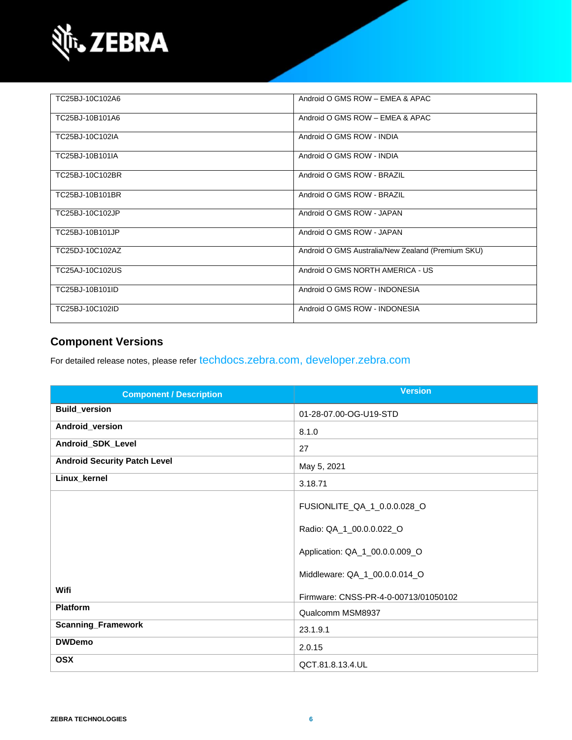| | |
|---|---|
| TC25BJ-10C102A6 | Android O GMS ROW – EMEA & APAC |
| TC25BJ-10B101A6 | Android O GMS ROW – EMEA & APAC |
| TC25BJ-10C102IA | Android O GMS ROW - INDIA |
| TC25BJ-10B101IA | Android O GMS ROW - INDIA |
| TC25BJ-10C102BR | Android O GMS ROW - BRAZIL |
| TC25BJ-10B101BR | Android O GMS ROW - BRAZIL |
| TC25BJ-10C102JP | Android O GMS ROW - JAPAN |
| TC25BJ-10B101JP | Android O GMS ROW - JAPAN |
| TC25DJ-10C102AZ | Android O GMS Australia/New Zealand (Premium SKU) |
| TC25AJ-10C102US | Android O GMS NORTH AMERICA - US |
| TC25BJ-10B101ID | Android O GMS ROW - INDONESIA |
| TC25BJ-10C102ID | Android O GMS ROW - INDONESIA |

## Component Versions

For detailed release notes, please refer techdocs.zebra.com, developer.zebra.com

| Component / Description | Version |
|---|---|
| **Build_version** | 01-28-07.00-OG-U19-STD |
| **Android_version** | 8.1.0 |
| **Android_SDK_Level** | 27 |
| **Android Security Patch Level** | May 5, 2021 |
| **Linux_kernel** | 3.18.71 |
| **Wifi** | FUSIONLITE_QA_1_0.0.0.028_O<br><br>Radio: QA_1_00.0.0.022_O<br><br>Application: QA_1_00.0.0.009_O<br><br>Middleware: QA_1_00.0.0.014_O<br><br>Firmware: CNSS-PR-4-0-00713/01050102 |
| **Platform** | Qualcomm MSM8937 |
| **Scanning_Framework** | 23.1.9.1 |
| **DWDemo** | 2.0.15 |
| **OSX** | QCT.81.8.13.4.UL |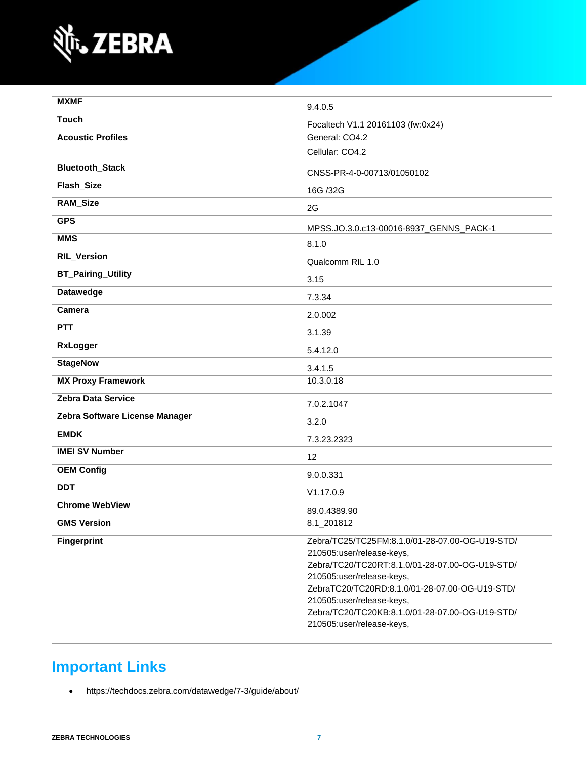| MXMF | 9.4.0.5 |
| --- | --- |
| Touch | Focaltech V1.1 20161103 (fw:0x24) |
| Acoustic Profiles | General: CO4.2<br>Cellular: CO4.2 |
| Bluetooth_Stack | CNSS-PR-4-0-00713/01050102 |
| Flash_Size | 16G /32G |
| RAM_Size | 2G |
| GPS | MPSS.JO.3.0.c13-00016-8937_GENNS_PACK-1 |
| MMS | 8.1.0 |
| RIL_Version | Qualcomm RIL 1.0 |
| BT_Pairing_Utility | 3.15 |
| Datawedge | 7.3.34 |
| Camera | 2.0.002 |
| PTT | 3.1.39 |
| RxLogger | 5.4.12.0 |
| StageNow | 3.4.1.5 |
| MX Proxy Framework | 10.3.0.18 |
| Zebra Data Service | 7.0.2.1047 |
| Zebra Software License Manager | 3.2.0 |
| EMDK | 7.3.23.2323 |
| IMEI SV Number | 12 |
| OEM Config | 9.0.0.331 |
| DDT | V1.17.0.9 |
| Chrome WebView | 89.0.4389.90 |
| GMS Version | 8.1_201812 |
| Fingerprint | Zebra/TC25/TC25FM:8.1.0/01-28-07.00-OG-U19-STD/210505:user/release-keys,<br>Zebra/TC20/TC20RT:8.1.0/01-28-07.00-OG-U19-STD/210505:user/release-keys,<br>ZebraTC20/TC20RD:8.1.0/01-28-07.00-OG-U19-STD/210505:user/release-keys,<br>Zebra/TC20/TC20KB:8.1.0/01-28-07.00-OG-U19-STD/210505:user/release-keys, |

## Important Links

- https://techdocs.zebra.com/datawedge/7-3/guide/about/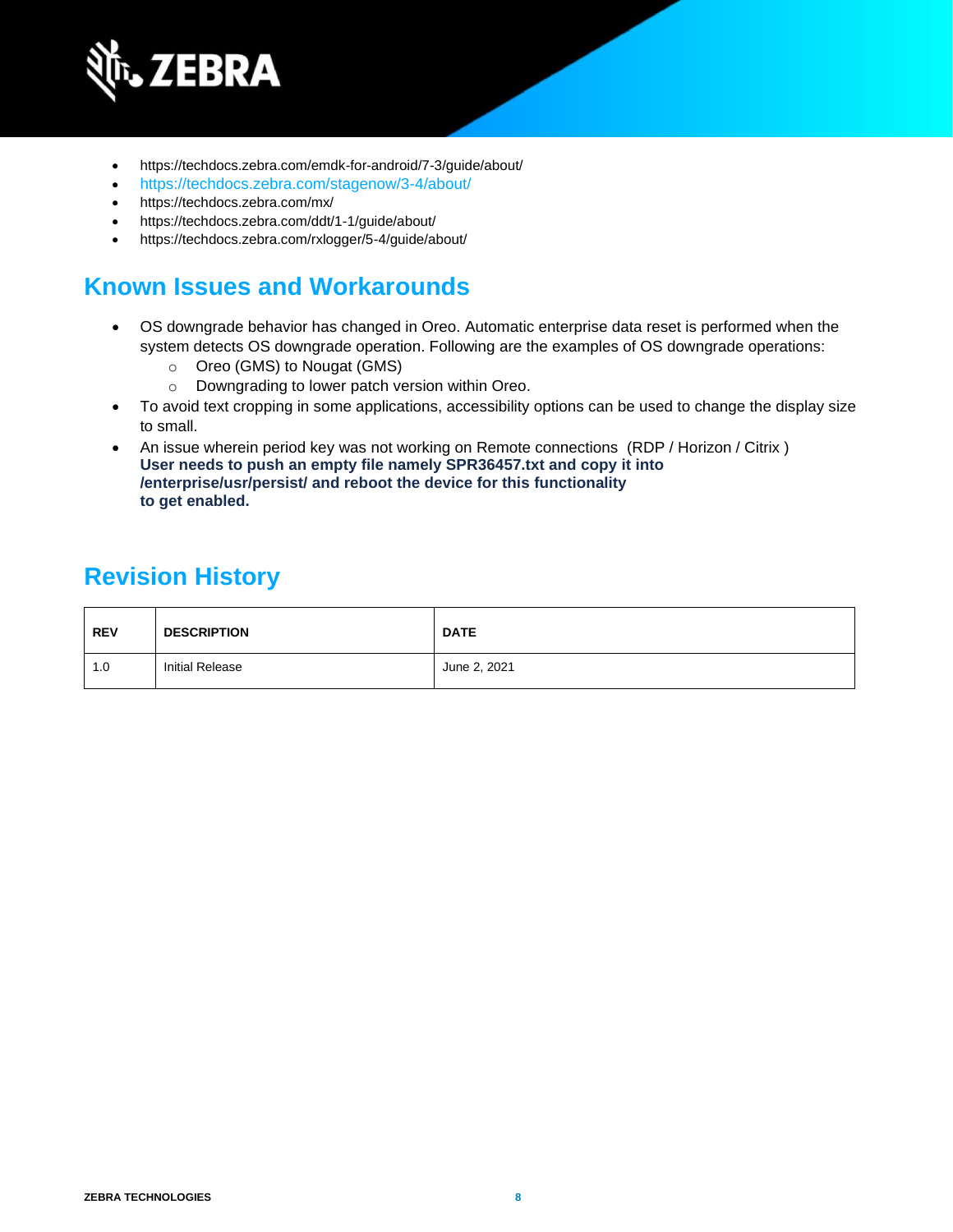- https://techdocs.zebra.com/emdk-for-android/7-3/guide/about/
- https://techdocs.zebra.com/stagenow/3-4/about/
- https://techdocs.zebra.com/mx/
- https://techdocs.zebra.com/ddt/1-1/guide/about/
- https://techdocs.zebra.com/rxlogger/5-4/guide/about/

## Known Issues and Workarounds

- OS downgrade behavior has changed in Oreo. Automatic enterprise data reset is performed when the system detects OS downgrade operation. Following are the examples of OS downgrade operations:
  - Oreo (GMS) to Nougat (GMS)
  - Downgrading to lower patch version within Oreo.
- To avoid text cropping in some applications, accessibility options can be used to change the display size to small.
- An issue wherein period key was not working on Remote connections (RDP / Horizon / Citrix )
  **User needs to push an empty file namely SPR36457.txt and copy it into /enterprise/usr/persist/ and reboot the device for this functionality to get enabled.**

## Revision History

| REV | DESCRIPTION | DATE |
| --- | --- | --- |
| 1.0 | Initial Release | June 2, 2021 |